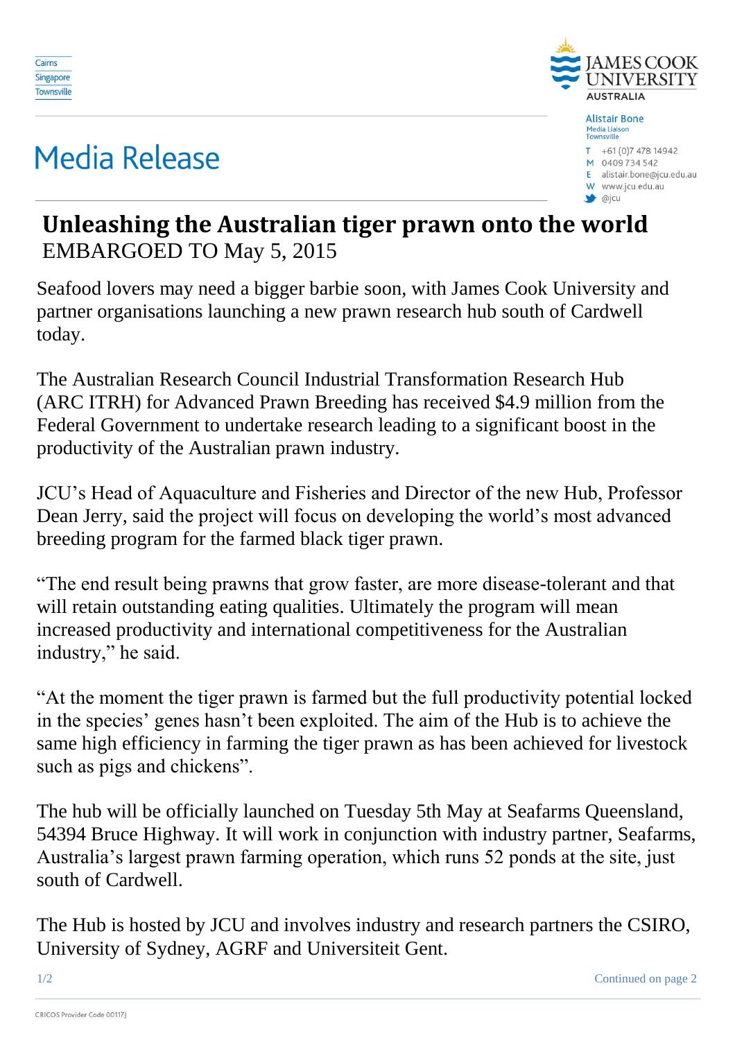Cairns
Singapore
Townsville

JAMES COOK UNIVERSITY AUSTRALIA

Alistair Bone
Media Liaison
Townsville

T +61 (0)7 478 14942
M 0409 734 542
E alistair.bone@jcu.edu.au
W www.jcu.edu.au
@jcu

# Media Release

## Unleashing the Australian tiger prawn onto the world

EMBARGOED TO May 5, 2015

Seafood lovers may need a bigger barbie soon, with James Cook University and partner organisations launching a new prawn research hub south of Cardwell today.

The Australian Research Council Industrial Transformation Research Hub (ARC ITRH) for Advanced Prawn Breeding has received $4.9 million from the Federal Government to undertake research leading to a significant boost in the productivity of the Australian prawn industry.

JCU's Head of Aquaculture and Fisheries and Director of the new Hub, Professor Dean Jerry, said the project will focus on developing the world's most advanced breeding program for the farmed black tiger prawn.

"The end result being prawns that grow faster, are more disease-tolerant and that will retain outstanding eating qualities. Ultimately the program will mean increased productivity and international competitiveness for the Australian industry," he said.

"At the moment the tiger prawn is farmed but the full productivity potential locked in the species' genes hasn't been exploited. The aim of the Hub is to achieve the same high efficiency in farming the tiger prawn as has been achieved for livestock such as pigs and chickens".

The hub will be officially launched on Tuesday 5th May at Seafarms Queensland, 54394 Bruce Highway. It will work in conjunction with industry partner, Seafarms, Australia's largest prawn farming operation, which runs 52 ponds at the site, just south of Cardwell.

The Hub is hosted by JCU and involves industry and research partners the CSIRO, University of Sydney, AGRF and Universiteit Gent.

Continued on page 2

CRICOS Provider Code 00117J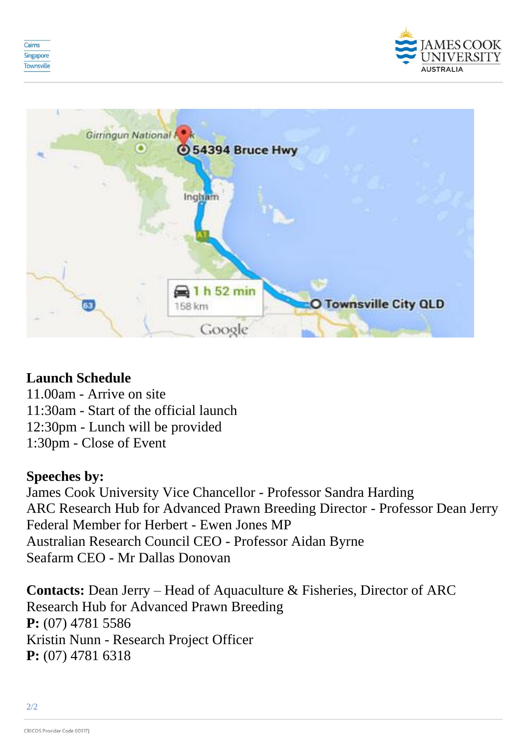Girringun National Park

54394 Bruce Hwy

Ingham

A1

63

1 h 52 min

158 km

Townsville City QLD

Google

**Launch Schedule**
11.00am - Arrive on site
11:30am - Start of the official launch
12:30pm - Lunch will be provided
1:30pm - Close of Event

**Speeches by:**
James Cook University Vice Chancellor - Professor Sandra Harding
ARC Research Hub for Advanced Prawn Breeding Director - Professor Dean Jerry
Federal Member for Herbert - Ewen Jones MP
Australian Research Council CEO - Professor Aidan Byrne
Seafarm CEO - Mr Dallas Donovan

**Contacts:** Dean Jerry – Head of Aquaculture & Fisheries, Director of ARC Research Hub for Advanced Prawn Breeding
**P:** (07) 4781 5586
Kristin Nunn - Research Project Officer
**P:** (07) 4781 6318